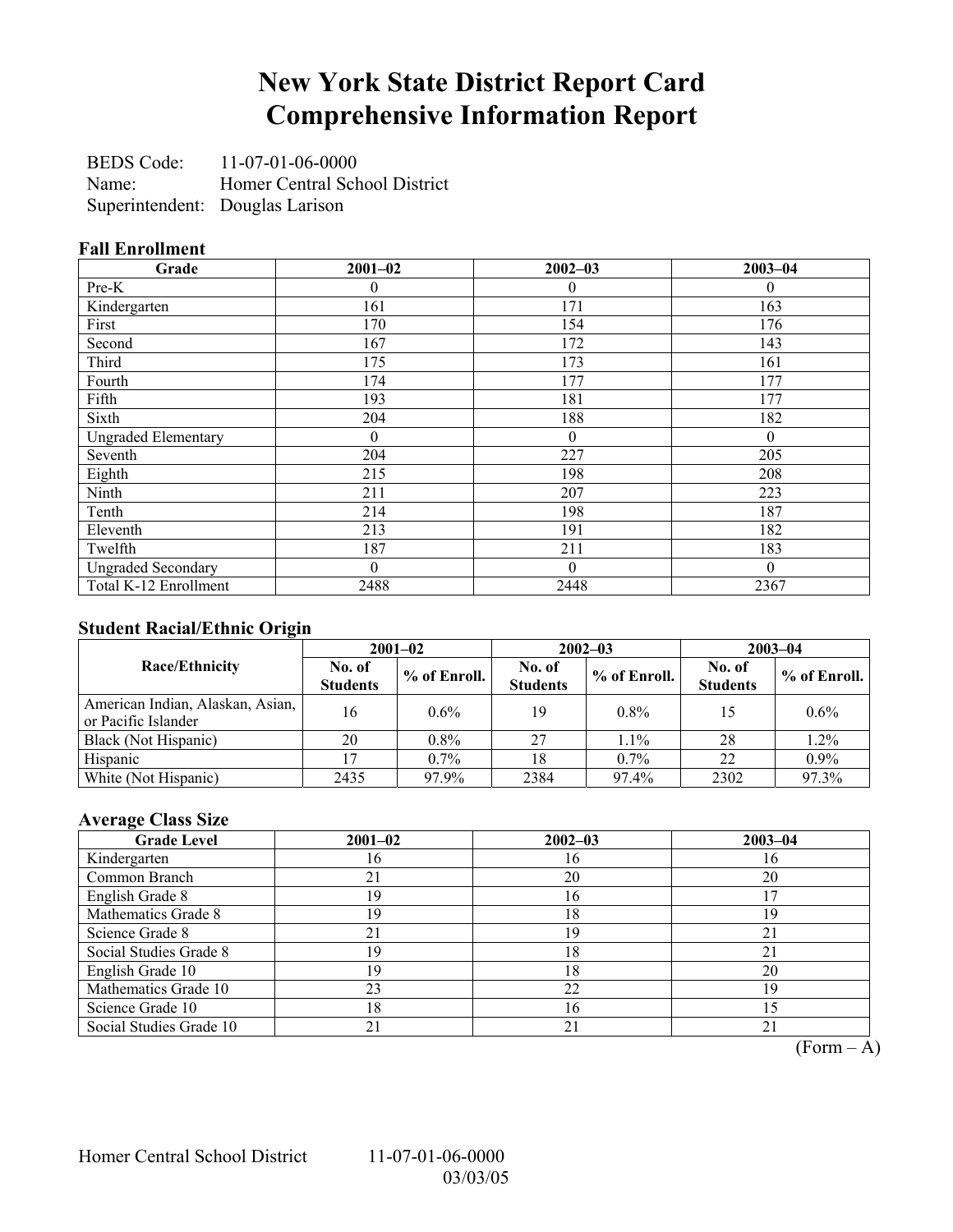# New York State District Report Card
# Comprehensive Information Report

BEDS Code: 11-07-01-06-0000
Name: Homer Central School District
Superintendent: Douglas Larison

### Fall Enrollment

| Grade | 2001–02 | 2002–03 | 2003–04 |
|---|---|---|---|
| Pre-K | 0 | 0 | 0 |
| Kindergarten | 161 | 171 | 163 |
| First | 170 | 154 | 176 |
| Second | 167 | 172 | 143 |
| Third | 175 | 173 | 161 |
| Fourth | 174 | 177 | 177 |
| Fifth | 193 | 181 | 177 |
| Sixth | 204 | 188 | 182 |
| Ungraded Elementary | 0 | 0 | 0 |
| Seventh | 204 | 227 | 205 |
| Eighth | 215 | 198 | 208 |
| Ninth | 211 | 207 | 223 |
| Tenth | 214 | 198 | 187 |
| Eleventh | 213 | 191 | 182 |
| Twelfth | 187 | 211 | 183 |
| Ungraded Secondary | 0 | 0 | 0 |
| Total K-12 Enrollment | 2488 | 2448 | 2367 |

### Student Racial/Ethnic Origin

| Race/Ethnicity | 2001–02 | | 2002–03 | | 2003–04 | |
|---|---|---|---|---|---|---|
| | No. of Students | % of Enroll. | No. of Students | % of Enroll. | No. of Students | % of Enroll. |
| American Indian, Alaskan, Asian, or Pacific Islander | 16 | 0.6% | 19 | 0.8% | 15 | 0.6% |
| Black (Not Hispanic) | 20 | 0.8% | 27 | 1.1% | 28 | 1.2% |
| Hispanic | 17 | 0.7% | 18 | 0.7% | 22 | 0.9% |
| White (Not Hispanic) | 2435 | 97.9% | 2384 | 97.4% | 2302 | 97.3% |

### Average Class Size

| Grade Level | 2001–02 | 2002–03 | 2003–04 |
|---|---|---|---|
| Kindergarten | 16 | 16 | 16 |
| Common Branch | 21 | 20 | 20 |
| English Grade 8 | 19 | 16 | 17 |
| Mathematics Grade 8 | 19 | 18 | 19 |
| Science Grade 8 | 21 | 19 | 21 |
| Social Studies Grade 8 | 19 | 18 | 21 |
| English Grade 10 | 19 | 18 | 20 |
| Mathematics Grade 10 | 23 | 22 | 19 |
| Science Grade 10 | 18 | 16 | 15 |
| Social Studies Grade 10 | 21 | 21 | 21 |

(Form – A)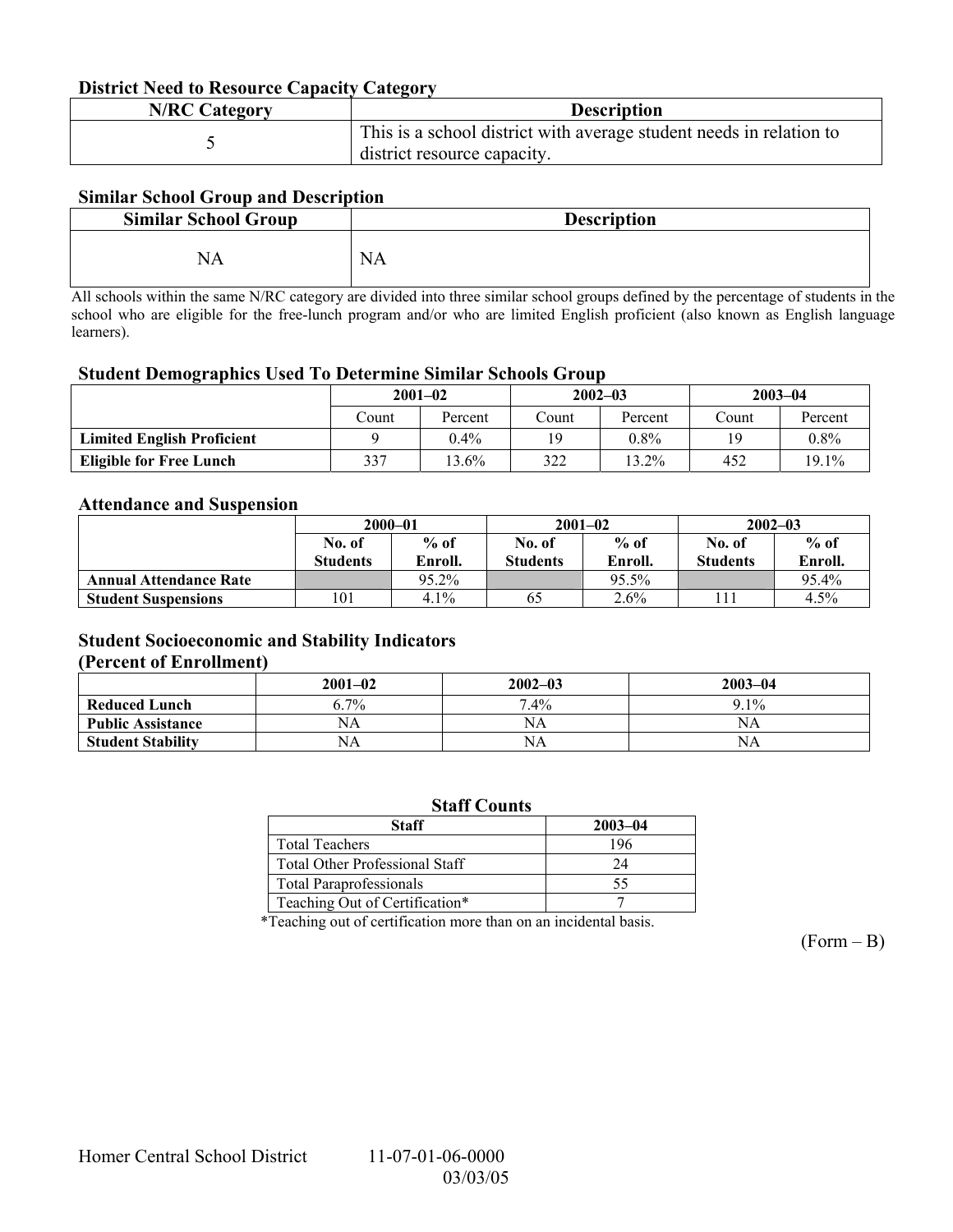### District Need to Resource Capacity Category

| N/RC Category | Description |
|---|---|
| 5 | This is a school district with average student needs in relation to district resource capacity. |

### Similar School Group and Description

| Similar School Group | Description |
|---|---|
| NA | NA |

All schools within the same N/RC category are divided into three similar school groups defined by the percentage of students in the school who are eligible for the free-lunch program and/or who are limited English proficient (also known as English language learners).

### Student Demographics Used To Determine Similar Schools Group

| | 2001–02 | | 2002–03 | | 2003–04 | |
|---|---|---|---|---|---|---|
| | Count | Percent | Count | Percent | Count | Percent |
| **Limited English Proficient** | 9 | 0.4% | 19 | 0.8% | 19 | 0.8% |
| **Eligible for Free Lunch** | 337 | 13.6% | 322 | 13.2% | 452 | 19.1% |

### Attendance and Suspension

| | 2000–01 | | 2001–02 | | 2002–03 | |
|---|---|---|---|---|---|---|
| | No. of Students | % of Enroll. | No. of Students | % of Enroll. | No. of Students | % of Enroll. |
| **Annual Attendance Rate** | | 95.2% | | 95.5% | | 95.4% |
| **Student Suspensions** | 101 | 4.1% | 65 | 2.6% | 111 | 4.5% |

### Student Socioeconomic and Stability Indicators (Percent of Enrollment)

| | 2001–02 | 2002–03 | 2003–04 |
|---|---|---|---|
| **Reduced Lunch** | 6.7% | 7.4% | 9.1% |
| **Public Assistance** | NA | NA | NA |
| **Student Stability** | NA | NA | NA |

### Staff Counts

| Staff | 2003–04 |
|---|---|
| Total Teachers | 196 |
| Total Other Professional Staff | 24 |
| Total Paraprofessionals | 55 |
| Teaching Out of Certification* | 7 |

*Teaching out of certification more than on an incidental basis.

(Form – B)

Homer Central School District 11-07-01-06-0000

03/03/05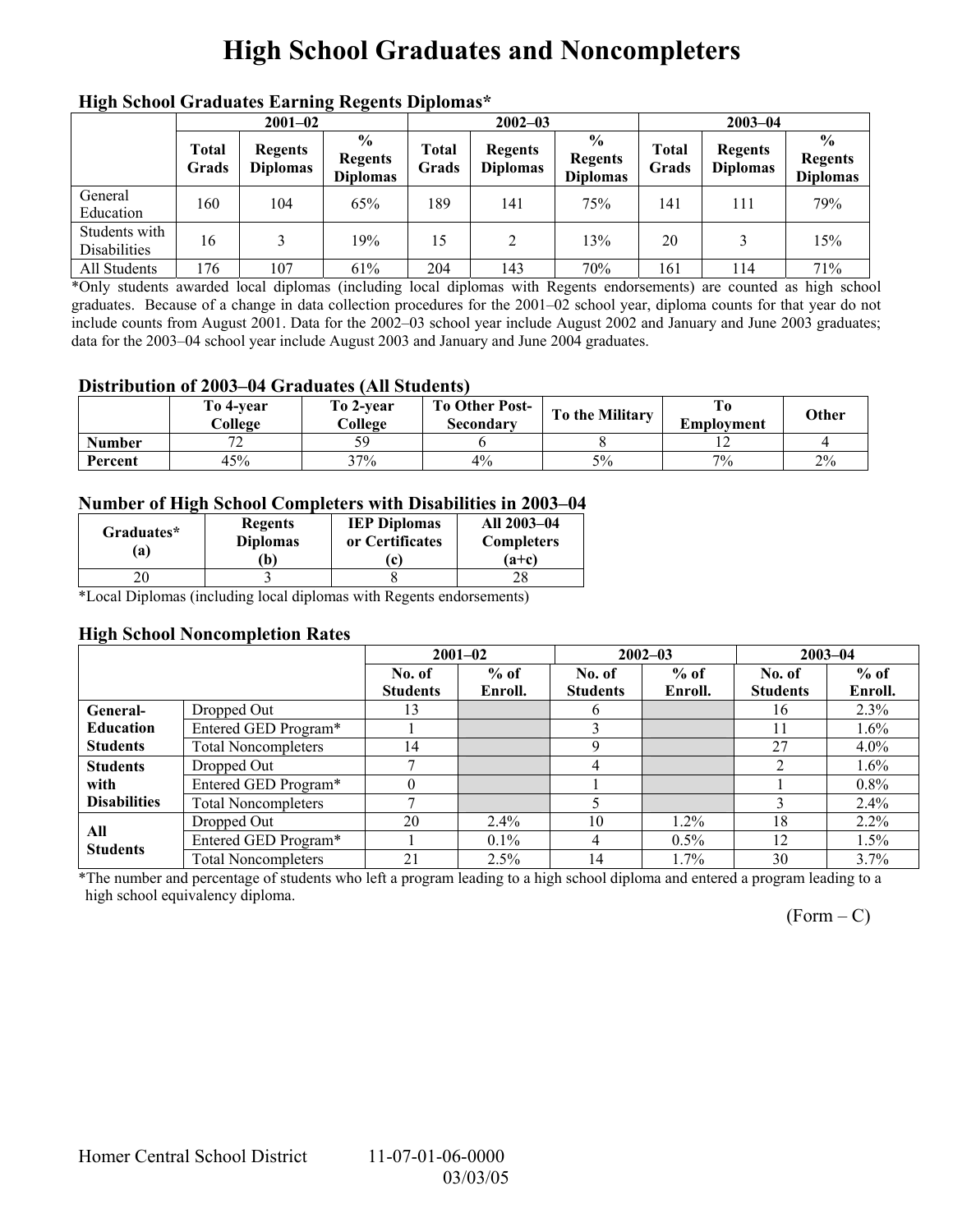# High School Graduates and Noncompleters

### High School Graduates Earning Regents Diplomas*

| | 2001–02 | | | 2002–03 | | | 2003–04 | | |
|---|---|---|---|---|---|---|---|---|---|
| | Total Grads | Regents Diplomas | % Regents Diplomas | Total Grads | Regents Diplomas | % Regents Diplomas | Total Grads | Regents Diplomas | % Regents Diplomas |
| General Education | 160 | 104 | 65% | 189 | 141 | 75% | 141 | 111 | 79% |
| Students with Disabilities | 16 | 3 | 19% | 15 | 2 | 13% | 20 | 3 | 15% |
| All Students | 176 | 107 | 61% | 204 | 143 | 70% | 161 | 114 | 71% |

*Only students awarded local diplomas (including local diplomas with Regents endorsements) are counted as high school graduates. Because of a change in data collection procedures for the 2001–02 school year, diploma counts for that year do not include counts from August 2001. Data for the 2002–03 school year include August 2002 and January and June 2003 graduates; data for the 2003–04 school year include August 2003 and January and June 2004 graduates.

### Distribution of 2003–04 Graduates (All Students)

| | To 4-year College | To 2-year College | To Other Post-Secondary | To the Military | To Employment | Other |
|---|---|---|---|---|---|---|
| Number | 72 | 59 | 6 | 8 | 12 | 4 |
| Percent | 45% | 37% | 4% | 5% | 7% | 2% |

### Number of High School Completers with Disabilities in 2003–04

| Graduates* (a) | Regents Diplomas (b) | IEP Diplomas or Certificates (c) | All 2003–04 Completers (a+c) |
|---|---|---|---|
| 20 | 3 | 8 | 28 |

*Local Diplomas (including local diplomas with Regents endorsements)

### High School Noncompletion Rates

| | | 2001–02 | | 2002–03 | | 2003–04 | |
|---|---|---|---|---|---|---|---|
| | | No. of Students | % of Enroll. | No. of Students | % of Enroll. | No. of Students | % of Enroll. |
| General-Education Students | Dropped Out | 13 | | 6 | | 16 | 2.3% |
| | Entered GED Program* | 1 | | 3 | | 11 | 1.6% |
| | Total Noncompleters | 14 | | 9 | | 27 | 4.0% |
| Students with Disabilities | Dropped Out | 7 | | 4 | | 2 | 1.6% |
| | Entered GED Program* | 0 | | 1 | | 1 | 0.8% |
| | Total Noncompleters | 7 | | 5 | | 3 | 2.4% |
| All Students | Dropped Out | 20 | 2.4% | 10 | 1.2% | 18 | 2.2% |
| | Entered GED Program* | 1 | 0.1% | 4 | 0.5% | 12 | 1.5% |
| | Total Noncompleters | 21 | 2.5% | 14 | 1.7% | 30 | 3.7% |

*The number and percentage of students who left a program leading to a high school diploma and entered a program leading to a high school equivalency diploma.

(Form – C)

Homer Central School District 11-07-01-06-0000 03/03/05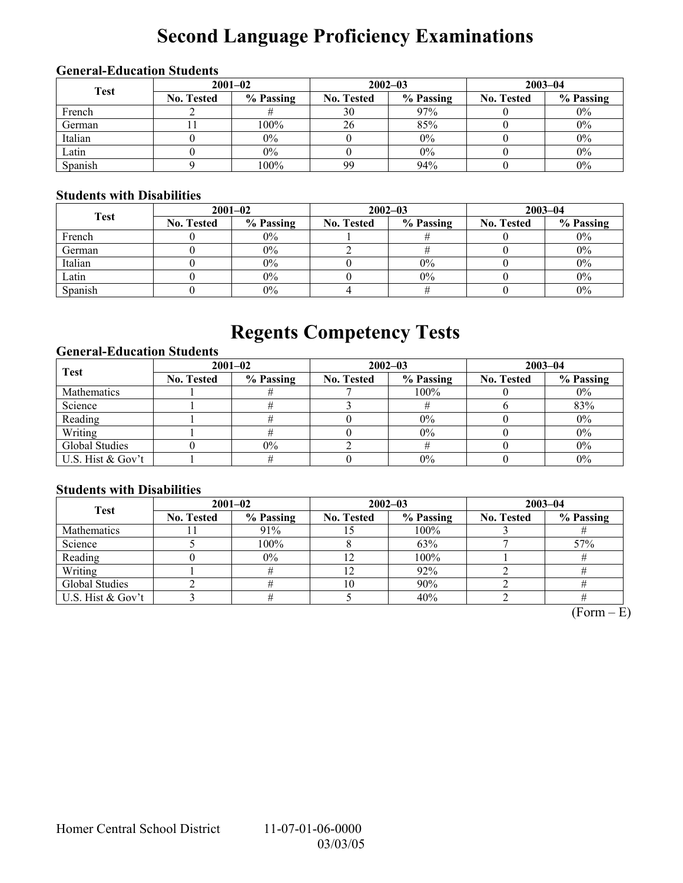# Second Language Proficiency Examinations

### General-Education Students

| Test | 2001–02 | | 2002–03 | | 2003–04 | |
|---|---|---|---|---|---|---|
| | No. Tested | % Passing | No. Tested | % Passing | No. Tested | % Passing |
| French | 2 | # | 30 | 97% | 0 | 0% |
| German | 11 | 100% | 26 | 85% | 0 | 0% |
| Italian | 0 | 0% | 0 | 0% | 0 | 0% |
| Latin | 0 | 0% | 0 | 0% | 0 | 0% |
| Spanish | 9 | 100% | 99 | 94% | 0 | 0% |

### Students with Disabilities

| Test | 2001–02 | | 2002–03 | | 2003–04 | |
|---|---|---|---|---|---|---|
| | No. Tested | % Passing | No. Tested | % Passing | No. Tested | % Passing |
| French | 0 | 0% | 1 | # | 0 | 0% |
| German | 0 | 0% | 2 | # | 0 | 0% |
| Italian | 0 | 0% | 0 | 0% | 0 | 0% |
| Latin | 0 | 0% | 0 | 0% | 0 | 0% |
| Spanish | 0 | 0% | 4 | # | 0 | 0% |

# Regents Competency Tests

### General-Education Students

| Test | 2001–02 | | 2002–03 | | 2003–04 | |
|---|---|---|---|---|---|---|
| | No. Tested | % Passing | No. Tested | % Passing | No. Tested | % Passing |
| Mathematics | 1 | # | 7 | 100% | 0 | 0% |
| Science | 1 | # | 3 | # | 6 | 83% |
| Reading | 1 | # | 0 | 0% | 0 | 0% |
| Writing | 1 | # | 0 | 0% | 0 | 0% |
| Global Studies | 0 | 0% | 2 | # | 0 | 0% |
| U.S. Hist & Gov't | 1 | # | 0 | 0% | 0 | 0% |

### Students with Disabilities

| Test | 2001–02 | | 2002–03 | | 2003–04 | |
|---|---|---|---|---|---|---|
| | No. Tested | % Passing | No. Tested | % Passing | No. Tested | % Passing |
| Mathematics | 11 | 91% | 15 | 100% | 3 | # |
| Science | 5 | 100% | 8 | 63% | 7 | 57% |
| Reading | 0 | 0% | 12 | 100% | 1 | # |
| Writing | 1 | # | 12 | 92% | 2 | # |
| Global Studies | 2 | # | 10 | 90% | 2 | # |
| U.S. Hist & Gov't | 3 | # | 5 | 40% | 2 | # |

(Form – E)

Homer Central School District 11-07-01-06-0000 03/03/05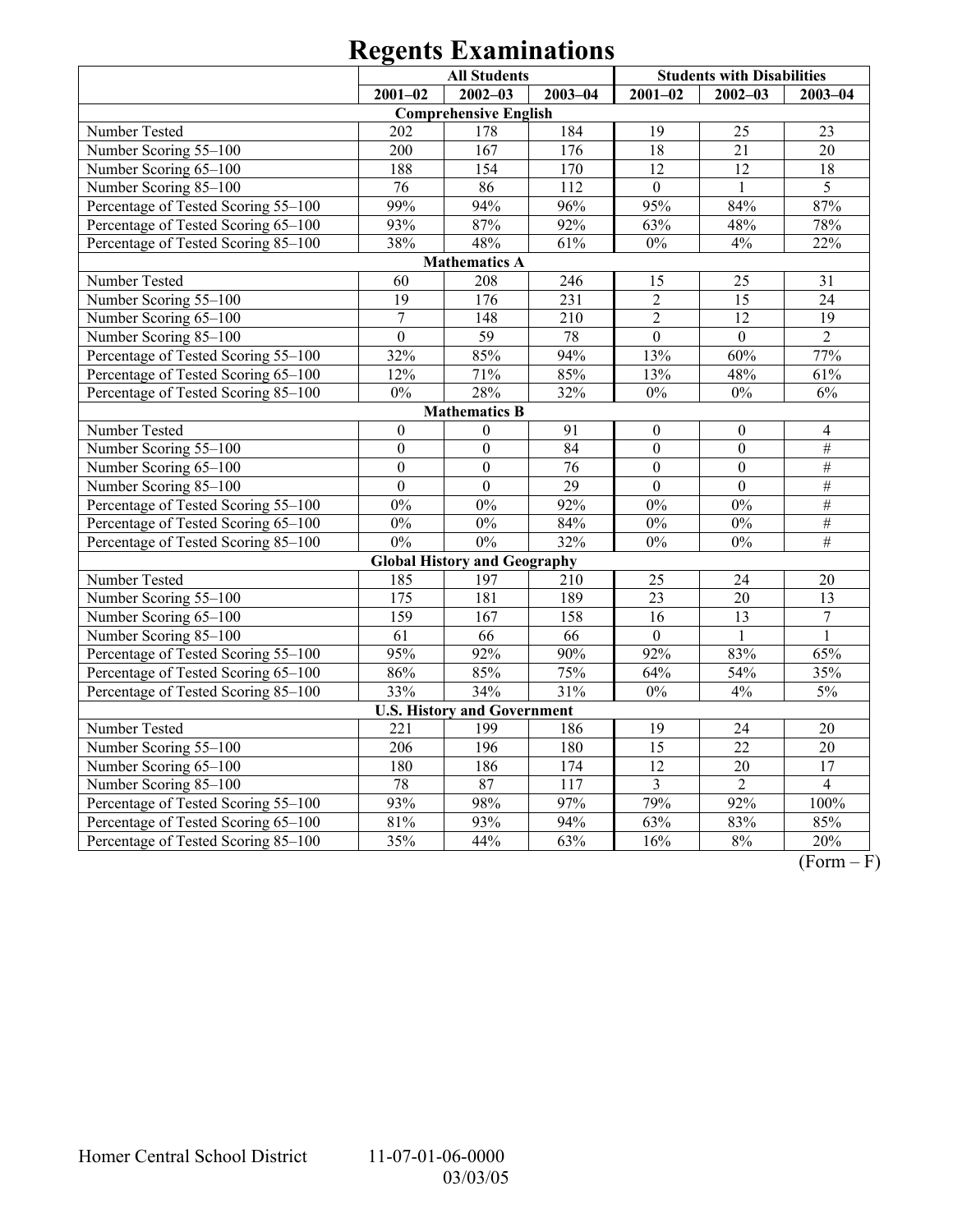# Regents Examinations

| | All Students | | | Students with Disabilities | | |
|---|---|---|---|---|---|---|
| | 2001–02 | 2002–03 | 2003–04 | 2001–02 | 2002–03 | 2003–04 |
| **Comprehensive English** | | | | | | |
| Number Tested | 202 | 178 | 184 | 19 | 25 | 23 |
| Number Scoring 55–100 | 200 | 167 | 176 | 18 | 21 | 20 |
| Number Scoring 65–100 | 188 | 154 | 170 | 12 | 12 | 18 |
| Number Scoring 85–100 | 76 | 86 | 112 | 0 | 1 | 5 |
| Percentage of Tested Scoring 55–100 | 99% | 94% | 96% | 95% | 84% | 87% |
| Percentage of Tested Scoring 65–100 | 93% | 87% | 92% | 63% | 48% | 78% |
| Percentage of Tested Scoring 85–100 | 38% | 48% | 61% | 0% | 4% | 22% |
| **Mathematics A** | | | | | | |
| Number Tested | 60 | 208 | 246 | 15 | 25 | 31 |
| Number Scoring 55–100 | 19 | 176 | 231 | 2 | 15 | 24 |
| Number Scoring 65–100 | 7 | 148 | 210 | 2 | 12 | 19 |
| Number Scoring 85–100 | 0 | 59 | 78 | 0 | 0 | 2 |
| Percentage of Tested Scoring 55–100 | 32% | 85% | 94% | 13% | 60% | 77% |
| Percentage of Tested Scoring 65–100 | 12% | 71% | 85% | 13% | 48% | 61% |
| Percentage of Tested Scoring 85–100 | 0% | 28% | 32% | 0% | 0% | 6% |
| **Mathematics B** | | | | | | |
| Number Tested | 0 | 0 | 91 | 0 | 0 | 4 |
| Number Scoring 55–100 | 0 | 0 | 84 | 0 | 0 | # |
| Number Scoring 65–100 | 0 | 0 | 76 | 0 | 0 | # |
| Number Scoring 85–100 | 0 | 0 | 29 | 0 | 0 | # |
| Percentage of Tested Scoring 55–100 | 0% | 0% | 92% | 0% | 0% | # |
| Percentage of Tested Scoring 65–100 | 0% | 0% | 84% | 0% | 0% | # |
| Percentage of Tested Scoring 85–100 | 0% | 0% | 32% | 0% | 0% | # |
| **Global History and Geography** | | | | | | |
| Number Tested | 185 | 197 | 210 | 25 | 24 | 20 |
| Number Scoring 55–100 | 175 | 181 | 189 | 23 | 20 | 13 |
| Number Scoring 65–100 | 159 | 167 | 158 | 16 | 13 | 7 |
| Number Scoring 85–100 | 61 | 66 | 66 | 0 | 1 | 1 |
| Percentage of Tested Scoring 55–100 | 95% | 92% | 90% | 92% | 83% | 65% |
| Percentage of Tested Scoring 65–100 | 86% | 85% | 75% | 64% | 54% | 35% |
| Percentage of Tested Scoring 85–100 | 33% | 34% | 31% | 0% | 4% | 5% |
| **U.S. History and Government** | | | | | | |
| Number Tested | 221 | 199 | 186 | 19 | 24 | 20 |
| Number Scoring 55–100 | 206 | 196 | 180 | 15 | 22 | 20 |
| Number Scoring 65–100 | 180 | 186 | 174 | 12 | 20 | 17 |
| Number Scoring 85–100 | 78 | 87 | 117 | 3 | 2 | 4 |
| Percentage of Tested Scoring 55–100 | 93% | 98% | 97% | 79% | 92% | 100% |
| Percentage of Tested Scoring 65–100 | 81% | 93% | 94% | 63% | 83% | 85% |
| Percentage of Tested Scoring 85–100 | 35% | 44% | 63% | 16% | 8% | 20% |

(Form – F)

Homer Central School District 11-07-01-06-0000
03/03/05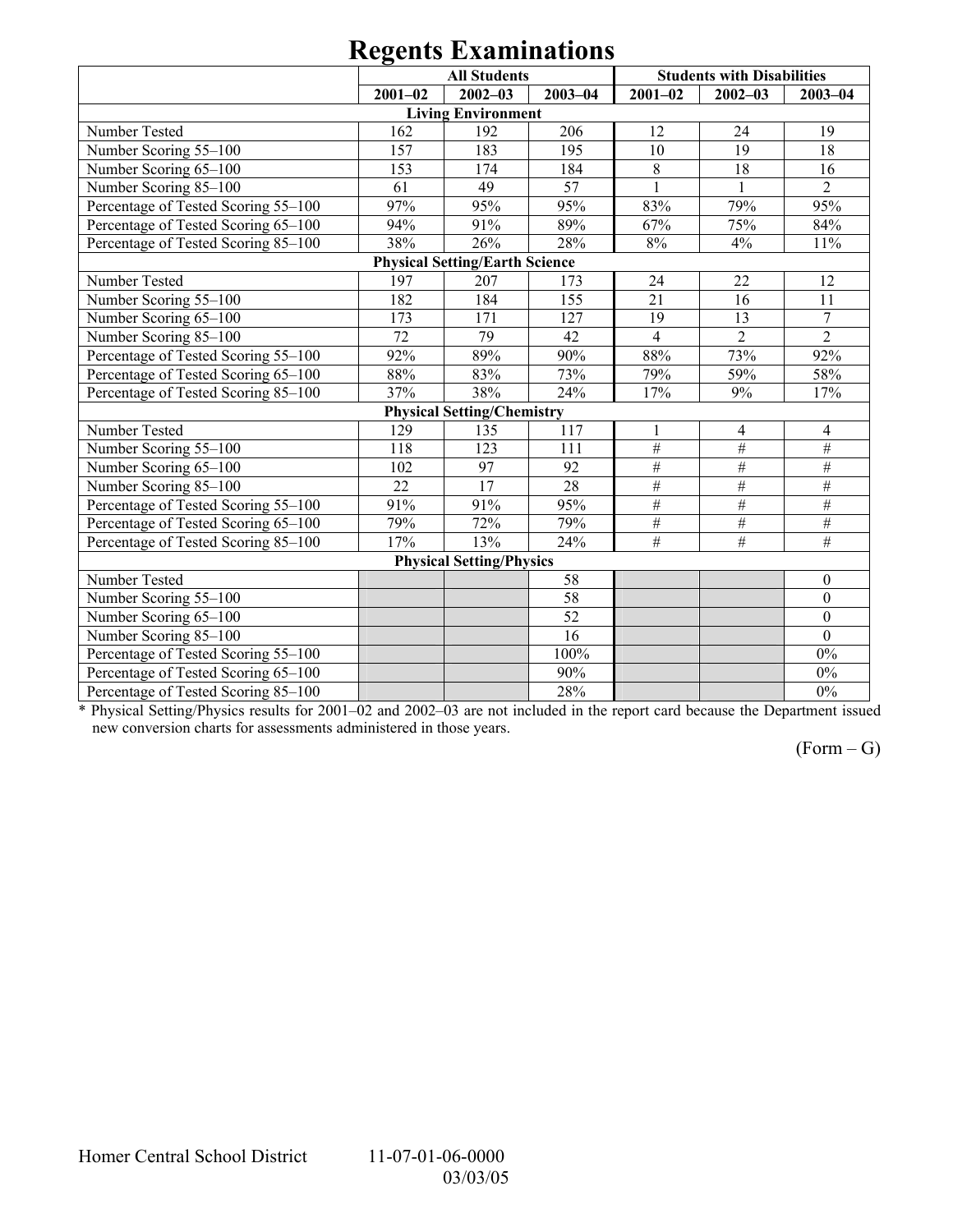# Regents Examinations

| | All Students | | | Students with Disabilities | | |
|---|---|---|---|---|---|---|
| | 2001–02 | 2002–03 | 2003–04 | 2001–02 | 2002–03 | 2003–04 |
| **Living Environment** | | | | | | |
| Number Tested | 162 | 192 | 206 | 12 | 24 | 19 |
| Number Scoring 55–100 | 157 | 183 | 195 | 10 | 19 | 18 |
| Number Scoring 65–100 | 153 | 174 | 184 | 8 | 18 | 16 |
| Number Scoring 85–100 | 61 | 49 | 57 | 1 | 1 | 2 |
| Percentage of Tested Scoring 55–100 | 97% | 95% | 95% | 83% | 79% | 95% |
| Percentage of Tested Scoring 65–100 | 94% | 91% | 89% | 67% | 75% | 84% |
| Percentage of Tested Scoring 85–100 | 38% | 26% | 28% | 8% | 4% | 11% |
| **Physical Setting/Earth Science** | | | | | | |
| Number Tested | 197 | 207 | 173 | 24 | 22 | 12 |
| Number Scoring 55–100 | 182 | 184 | 155 | 21 | 16 | 11 |
| Number Scoring 65–100 | 173 | 171 | 127 | 19 | 13 | 7 |
| Number Scoring 85–100 | 72 | 79 | 42 | 4 | 2 | 2 |
| Percentage of Tested Scoring 55–100 | 92% | 89% | 90% | 88% | 73% | 92% |
| Percentage of Tested Scoring 65–100 | 88% | 83% | 73% | 79% | 59% | 58% |
| Percentage of Tested Scoring 85–100 | 37% | 38% | 24% | 17% | 9% | 17% |
| **Physical Setting/Chemistry** | | | | | | |
| Number Tested | 129 | 135 | 117 | 1 | 4 | 4 |
| Number Scoring 55–100 | 118 | 123 | 111 | # | # | # |
| Number Scoring 65–100 | 102 | 97 | 92 | # | # | # |
| Number Scoring 85–100 | 22 | 17 | 28 | # | # | # |
| Percentage of Tested Scoring 55–100 | 91% | 91% | 95% | # | # | # |
| Percentage of Tested Scoring 65–100 | 79% | 72% | 79% | # | # | # |
| Percentage of Tested Scoring 85–100 | 17% | 13% | 24% | # | # | # |
| **Physical Setting/Physics** | | | | | | |
| Number Tested | | | 58 | | | 0 |
| Number Scoring 55–100 | | | 58 | | | 0 |
| Number Scoring 65–100 | | | 52 | | | 0 |
| Number Scoring 85–100 | | | 16 | | | 0 |
| Percentage of Tested Scoring 55–100 | | | 100% | | | 0% |
| Percentage of Tested Scoring 65–100 | | | 90% | | | 0% |
| Percentage of Tested Scoring 85–100 | | | 28% | | | 0% |

* Physical Setting/Physics results for 2001–02 and 2002–03 are not included in the report card because the Department issued new conversion charts for assessments administered in those years.

(Form – G)

Homer Central School District 11-07-01-06-0000
03/03/05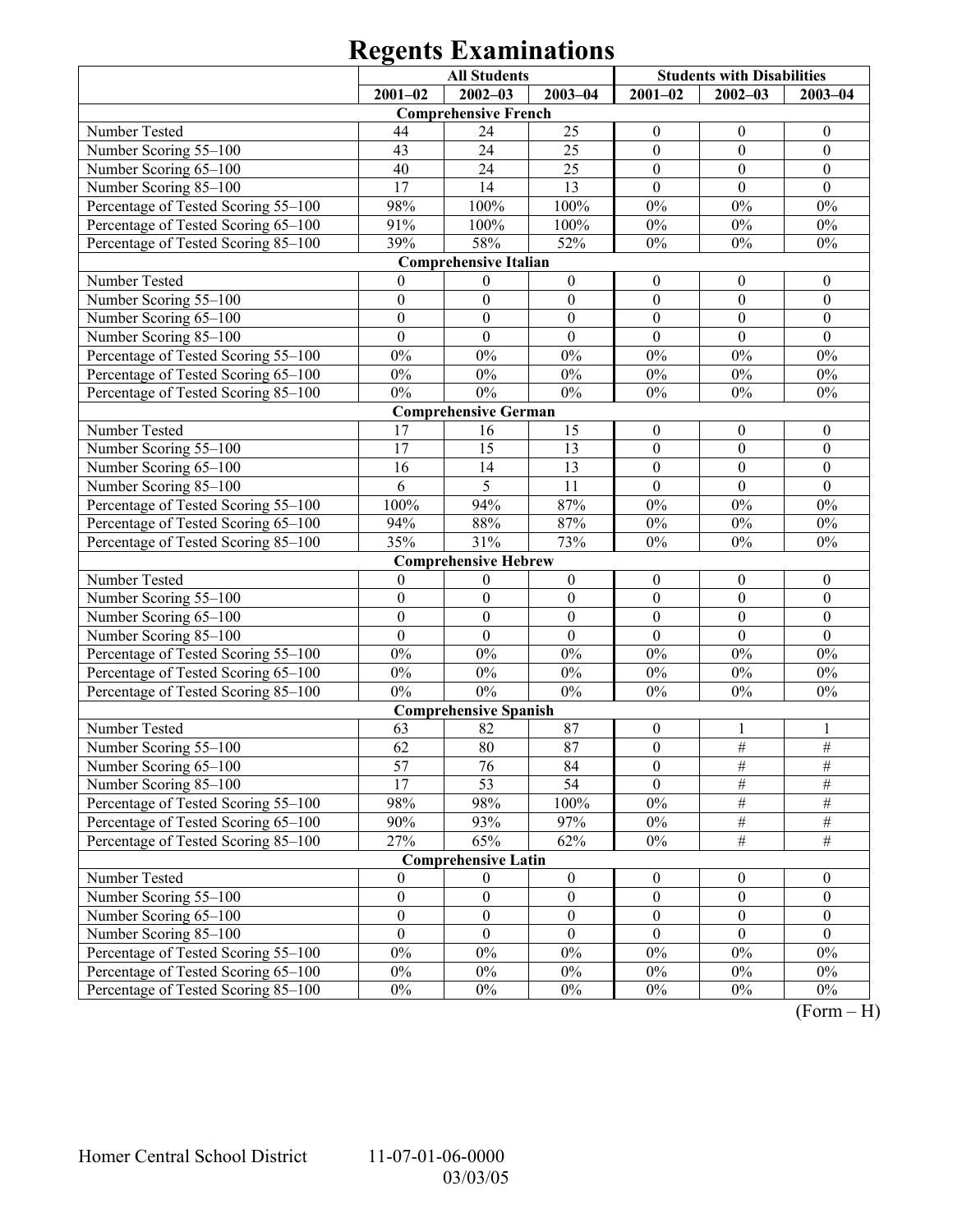# Regents Examinations

| | All Students | | | Students with Disabilities | | |
|---|---|---|---|---|---|---|
| | 2001–02 | 2002–03 | 2003–04 | 2001–02 | 2002–03 | 2003–04 |
| **Comprehensive French** | | | | | | |
| Number Tested | 44 | 24 | 25 | 0 | 0 | 0 |
| Number Scoring 55–100 | 43 | 24 | 25 | 0 | 0 | 0 |
| Number Scoring 65–100 | 40 | 24 | 25 | 0 | 0 | 0 |
| Number Scoring 85–100 | 17 | 14 | 13 | 0 | 0 | 0 |
| Percentage of Tested Scoring 55–100 | 98% | 100% | 100% | 0% | 0% | 0% |
| Percentage of Tested Scoring 65–100 | 91% | 100% | 100% | 0% | 0% | 0% |
| Percentage of Tested Scoring 85–100 | 39% | 58% | 52% | 0% | 0% | 0% |
| **Comprehensive Italian** | | | | | | |
| Number Tested | 0 | 0 | 0 | 0 | 0 | 0 |
| Number Scoring 55–100 | 0 | 0 | 0 | 0 | 0 | 0 |
| Number Scoring 65–100 | 0 | 0 | 0 | 0 | 0 | 0 |
| Number Scoring 85–100 | 0 | 0 | 0 | 0 | 0 | 0 |
| Percentage of Tested Scoring 55–100 | 0% | 0% | 0% | 0% | 0% | 0% |
| Percentage of Tested Scoring 65–100 | 0% | 0% | 0% | 0% | 0% | 0% |
| Percentage of Tested Scoring 85–100 | 0% | 0% | 0% | 0% | 0% | 0% |
| **Comprehensive German** | | | | | | |
| Number Tested | 17 | 16 | 15 | 0 | 0 | 0 |
| Number Scoring 55–100 | 17 | 15 | 13 | 0 | 0 | 0 |
| Number Scoring 65–100 | 16 | 14 | 13 | 0 | 0 | 0 |
| Number Scoring 85–100 | 6 | 5 | 11 | 0 | 0 | 0 |
| Percentage of Tested Scoring 55–100 | 100% | 94% | 87% | 0% | 0% | 0% |
| Percentage of Tested Scoring 65–100 | 94% | 88% | 87% | 0% | 0% | 0% |
| Percentage of Tested Scoring 85–100 | 35% | 31% | 73% | 0% | 0% | 0% |
| **Comprehensive Hebrew** | | | | | | |
| Number Tested | 0 | 0 | 0 | 0 | 0 | 0 |
| Number Scoring 55–100 | 0 | 0 | 0 | 0 | 0 | 0 |
| Number Scoring 65–100 | 0 | 0 | 0 | 0 | 0 | 0 |
| Number Scoring 85–100 | 0 | 0 | 0 | 0 | 0 | 0 |
| Percentage of Tested Scoring 55–100 | 0% | 0% | 0% | 0% | 0% | 0% |
| Percentage of Tested Scoring 65–100 | 0% | 0% | 0% | 0% | 0% | 0% |
| Percentage of Tested Scoring 85–100 | 0% | 0% | 0% | 0% | 0% | 0% |
| **Comprehensive Spanish** | | | | | | |
| Number Tested | 63 | 82 | 87 | 0 | 1 | 1 |
| Number Scoring 55–100 | 62 | 80 | 87 | 0 | # | # |
| Number Scoring 65–100 | 57 | 76 | 84 | 0 | # | # |
| Number Scoring 85–100 | 17 | 53 | 54 | 0 | # | # |
| Percentage of Tested Scoring 55–100 | 98% | 98% | 100% | 0% | # | # |
| Percentage of Tested Scoring 65–100 | 90% | 93% | 97% | 0% | # | # |
| Percentage of Tested Scoring 85–100 | 27% | 65% | 62% | 0% | # | # |
| **Comprehensive Latin** | | | | | | |
| Number Tested | 0 | 0 | 0 | 0 | 0 | 0 |
| Number Scoring 55–100 | 0 | 0 | 0 | 0 | 0 | 0 |
| Number Scoring 65–100 | 0 | 0 | 0 | 0 | 0 | 0 |
| Number Scoring 85–100 | 0 | 0 | 0 | 0 | 0 | 0 |
| Percentage of Tested Scoring 55–100 | 0% | 0% | 0% | 0% | 0% | 0% |
| Percentage of Tested Scoring 65–100 | 0% | 0% | 0% | 0% | 0% | 0% |
| Percentage of Tested Scoring 85–100 | 0% | 0% | 0% | 0% | 0% | 0% |

(Form – H)

Homer Central School District 11-07-01-06-0000
03/03/05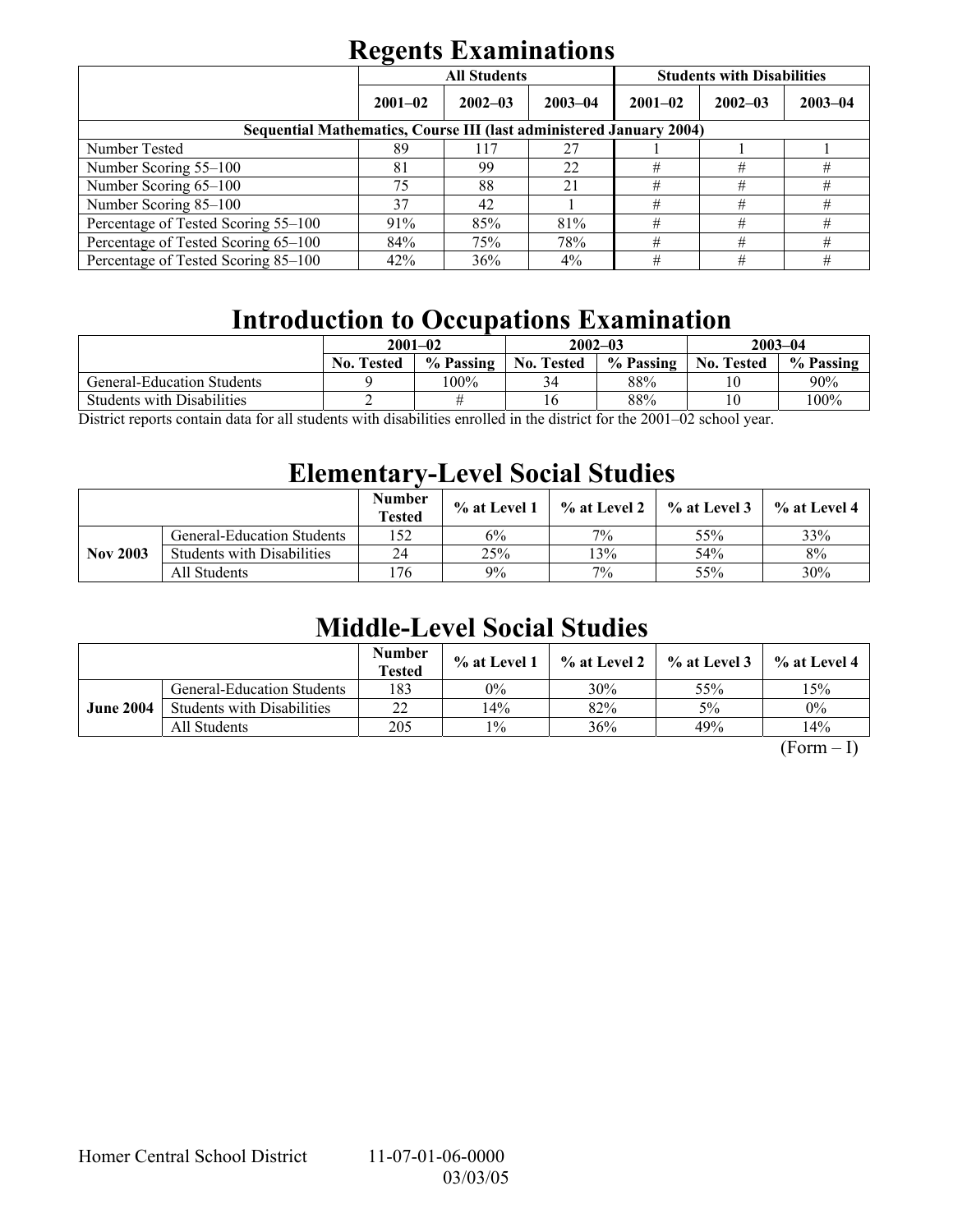# Regents Examinations

| | All Students | | | Students with Disabilities | | |
|---|---|---|---|---|---|---|
| | 2001–02 | 2002–03 | 2003–04 | 2001–02 | 2002–03 | 2003–04 |
| **Sequential Mathematics, Course III (last administered January 2004)** | | | | | | |
| Number Tested | 89 | 117 | 27 | 1 | 1 | 1 |
| Number Scoring 55–100 | 81 | 99 | 22 | # | # | # |
| Number Scoring 65–100 | 75 | 88 | 21 | # | # | # |
| Number Scoring 85–100 | 37 | 42 | 1 | # | # | # |
| Percentage of Tested Scoring 55–100 | 91% | 85% | 81% | # | # | # |
| Percentage of Tested Scoring 65–100 | 84% | 75% | 78% | # | # | # |
| Percentage of Tested Scoring 85–100 | 42% | 36% | 4% | # | # | # |

# Introduction to Occupations Examination

| | 2001–02 | | 2002–03 | | 2003–04 | |
|---|---|---|---|---|---|---|
| | No. Tested | % Passing | No. Tested | % Passing | No. Tested | % Passing |
| General-Education Students | 9 | 100% | 34 | 88% | 10 | 90% |
| Students with Disabilities | 2 | # | 16 | 88% | 10 | 100% |

District reports contain data for all students with disabilities enrolled in the district for the 2001–02 school year.

# Elementary-Level Social Studies

| | | Number Tested | % at Level 1 | % at Level 2 | % at Level 3 | % at Level 4 |
|---|---|---|---|---|---|---|
| **Nov 2003** | General-Education Students | 152 | 6% | 7% | 55% | 33% |
| | Students with Disabilities | 24 | 25% | 13% | 54% | 8% |
| | All Students | 176 | 9% | 7% | 55% | 30% |

# Middle-Level Social Studies

| | | Number Tested | % at Level 1 | % at Level 2 | % at Level 3 | % at Level 4 |
|---|---|---|---|---|---|---|
| **June 2004** | General-Education Students | 183 | 0% | 30% | 55% | 15% |
| | Students with Disabilities | 22 | 14% | 82% | 5% | 0% |
| | All Students | 205 | 1% | 36% | 49% | 14% |

(Form – I)

Homer Central School District 11-07-01-06-0000 03/03/05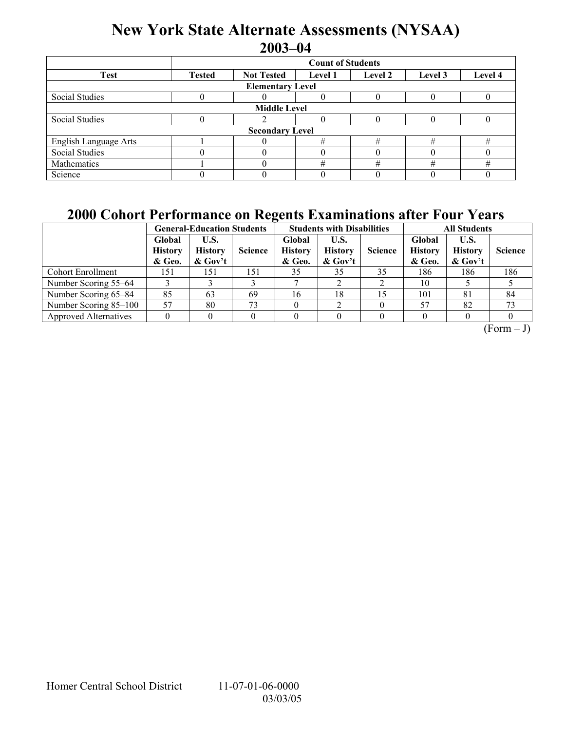# New York State Alternate Assessments (NYSAA)

## 2003–04

| Test | Count of Students | | | | | |
|---|---|---|---|---|---|---|
| | Tested | Not Tested | Level 1 | Level 2 | Level 3 | Level 4 |
| **Elementary Level** | | | | | | |
| Social Studies | 0 | 0 | 0 | 0 | 0 | 0 |
| **Middle Level** | | | | | | |
| Social Studies | 0 | 2 | 0 | 0 | 0 | 0 |
| **Secondary Level** | | | | | | |
| English Language Arts | 1 | 0 | # | # | # | # |
| Social Studies | 0 | 0 | 0 | 0 | 0 | 0 |
| Mathematics | 1 | 0 | # | # | # | # |
| Science | 0 | 0 | 0 | 0 | 0 | 0 |

# 2000 Cohort Performance on Regents Examinations after Four Years

| | General-Education Students | | | Students with Disabilities | | | All Students | | |
|---|---|---|---|---|---|---|---|---|---|
| | Global History & Geo. | U.S. History & Gov't | Science | Global History & Geo. | U.S. History & Gov't | Science | Global History & Geo. | U.S. History & Gov't | Science |
| Cohort Enrollment | 151 | 151 | 151 | 35 | 35 | 35 | 186 | 186 | 186 |
| Number Scoring 55–64 | 3 | 3 | 3 | 7 | 2 | 2 | 10 | 5 | 5 |
| Number Scoring 65–84 | 85 | 63 | 69 | 16 | 18 | 15 | 101 | 81 | 84 |
| Number Scoring 85–100 | 57 | 80 | 73 | 0 | 2 | 0 | 57 | 82 | 73 |
| Approved Alternatives | 0 | 0 | 0 | 0 | 0 | 0 | 0 | 0 | 0 |

(Form – J)

Homer Central School District 11-07-01-06-0000 03/03/05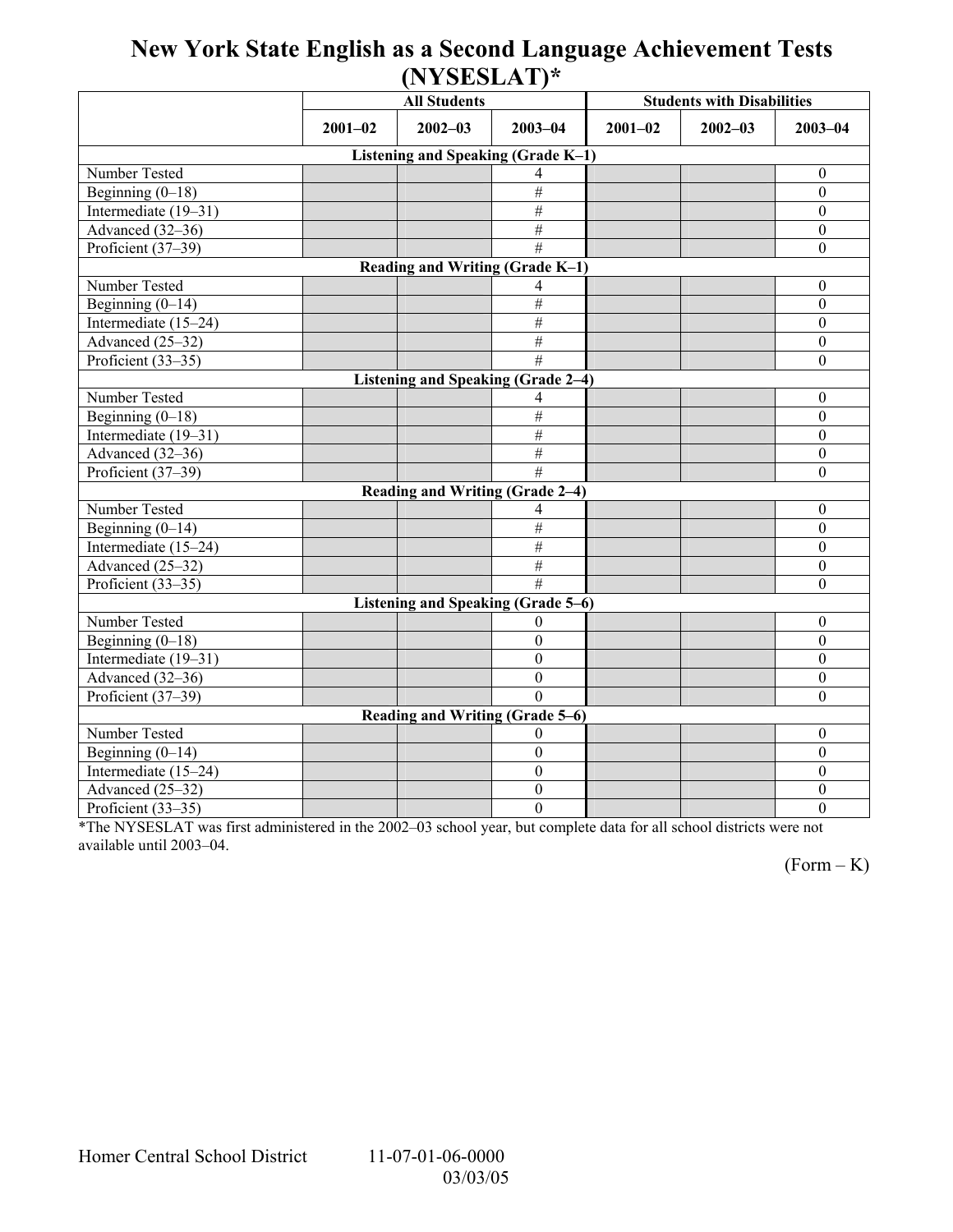# New York State English as a Second Language Achievement Tests (NYSESLAT)*

| | All Students | | | Students with Disabilities | | |
|---|---|---|---|---|---|---|
| | 2001–02 | 2002–03 | 2003–04 | 2001–02 | 2002–03 | 2003–04 |
| **Listening and Speaking (Grade K–1)** | | | | | | |
| Number Tested | | | 4 | | | 0 |
| Beginning (0–18) | | | # | | | 0 |
| Intermediate (19–31) | | | # | | | 0 |
| Advanced (32–36) | | | # | | | 0 |
| Proficient (37–39) | | | # | | | 0 |
| **Reading and Writing (Grade K–1)** | | | | | | |
| Number Tested | | | 4 | | | 0 |
| Beginning (0–14) | | | # | | | 0 |
| Intermediate (15–24) | | | # | | | 0 |
| Advanced (25–32) | | | # | | | 0 |
| Proficient (33–35) | | | # | | | 0 |
| **Listening and Speaking (Grade 2–4)** | | | | | | |
| Number Tested | | | 4 | | | 0 |
| Beginning (0–18) | | | # | | | 0 |
| Intermediate (19–31) | | | # | | | 0 |
| Advanced (32–36) | | | # | | | 0 |
| Proficient (37–39) | | | # | | | 0 |
| **Reading and Writing (Grade 2–4)** | | | | | | |
| Number Tested | | | 4 | | | 0 |
| Beginning (0–14) | | | # | | | 0 |
| Intermediate (15–24) | | | # | | | 0 |
| Advanced (25–32) | | | # | | | 0 |
| Proficient (33–35) | | | # | | | 0 |
| **Listening and Speaking (Grade 5–6)** | | | | | | |
| Number Tested | | | 0 | | | 0 |
| Beginning (0–18) | | | 0 | | | 0 |
| Intermediate (19–31) | | | 0 | | | 0 |
| Advanced (32–36) | | | 0 | | | 0 |
| Proficient (37–39) | | | 0 | | | 0 |
| **Reading and Writing (Grade 5–6)** | | | | | | |
| Number Tested | | | 0 | | | 0 |
| Beginning (0–14) | | | 0 | | | 0 |
| Intermediate (15–24) | | | 0 | | | 0 |
| Advanced (25–32) | | | 0 | | | 0 |
| Proficient (33–35) | | | 0 | | | 0 |

*The NYSESLAT was first administered in the 2002–03 school year, but complete data for all school districts were not available until 2003–04.

(Form – K)

Homer Central School District 11-07-01-06-0000
03/03/05